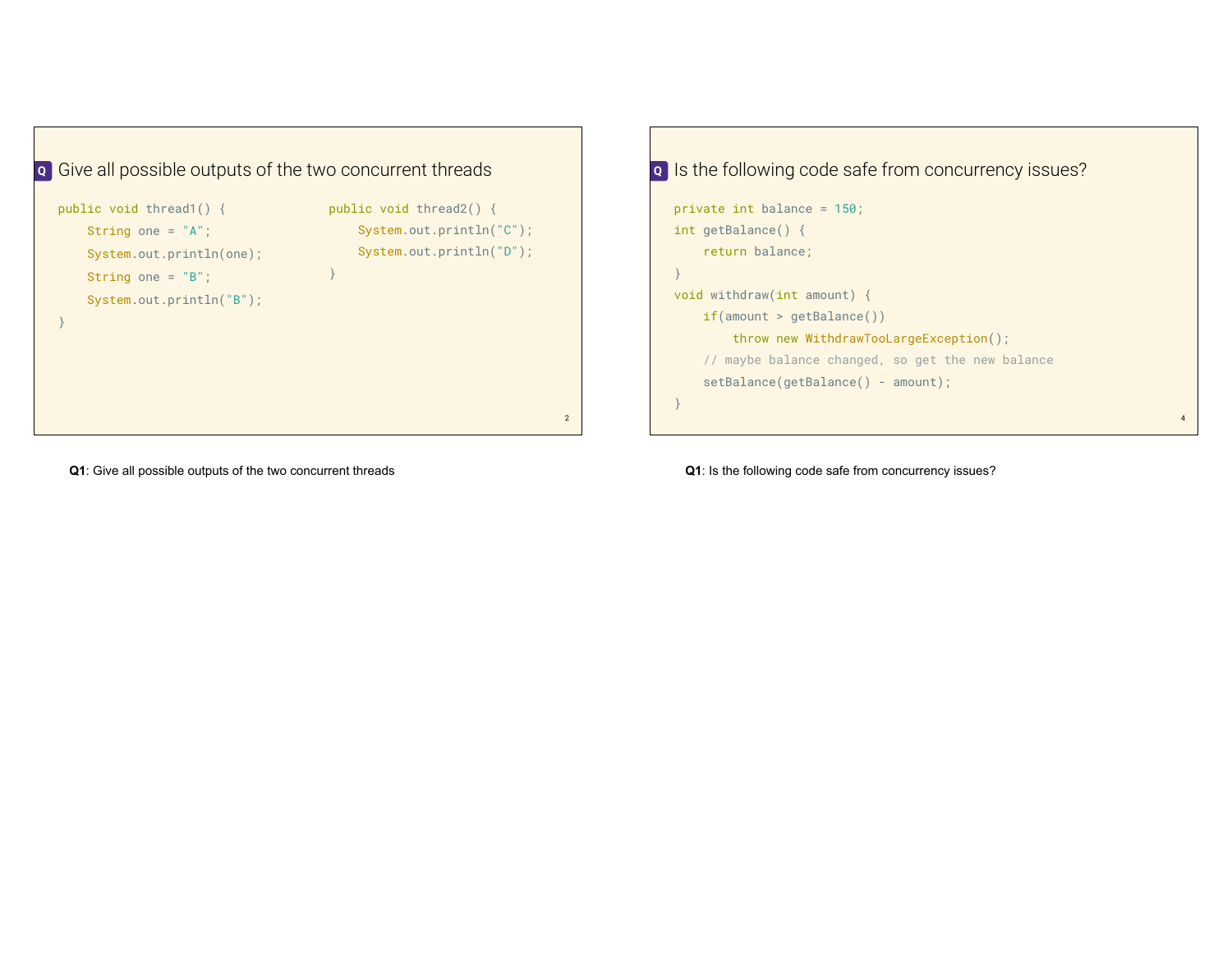## Q Give all possible outputs of the two concurrent threads

```java
public void thread1() {
    String one = "A";
    System.out.println(one);
    String one = "B";
    System.out.println("B");
}
```

```java
public void thread2() {
    System.out.println("C");
    System.out.println("D");
}
```

**Q1**: Give all possible outputs of the two concurrent threads

## Q Is the following code safe from concurrency issues?

```java
private int balance = 150;
int getBalance() {
    return balance;
}
void withdraw(int amount) {
    if(amount > getBalance())
        throw new WithdrawTooLargeException();
    // maybe balance changed, so get the new balance
    setBalance(getBalance() - amount);
}
```

**Q1**: Is the following code safe from concurrency issues?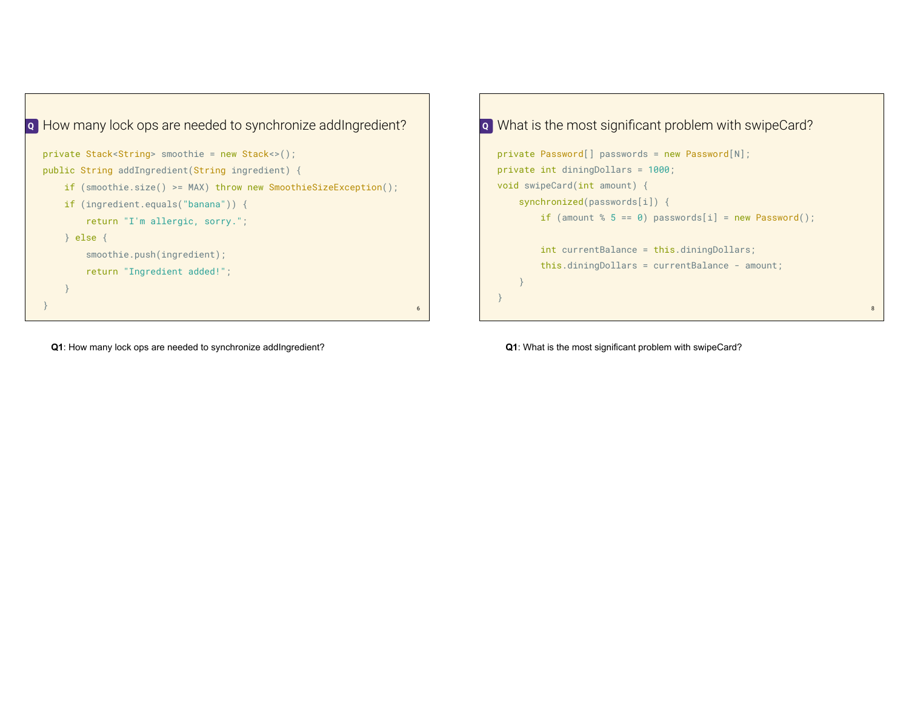## Q How many lock ops are needed to synchronize addIngredient?

```java
private Stack<String> smoothie = new Stack<>();
public String addIngredient(String ingredient) {
    if (smoothie.size() >= MAX) throw new SmoothieSizeException();
    if (ingredient.equals("banana")) {
        return "I'm allergic, sorry.";
    } else {
        smoothie.push(ingredient);
        return "Ingredient added!";
    }
}
```

**Q1**: How many lock ops are needed to synchronize addIngredient?

## Q What is the most significant problem with swipeCard?

```java
private Password[] passwords = new Password[N];
private int diningDollars = 1000;
void swipeCard(int amount) {
    synchronized(passwords[i]) {
        if (amount % 5 == 0) passwords[i] = new Password();

        int currentBalance = this.diningDollars;
        this.diningDollars = currentBalance - amount;
    }
}
```

**Q1**: What is the most significant problem with swipeCard?